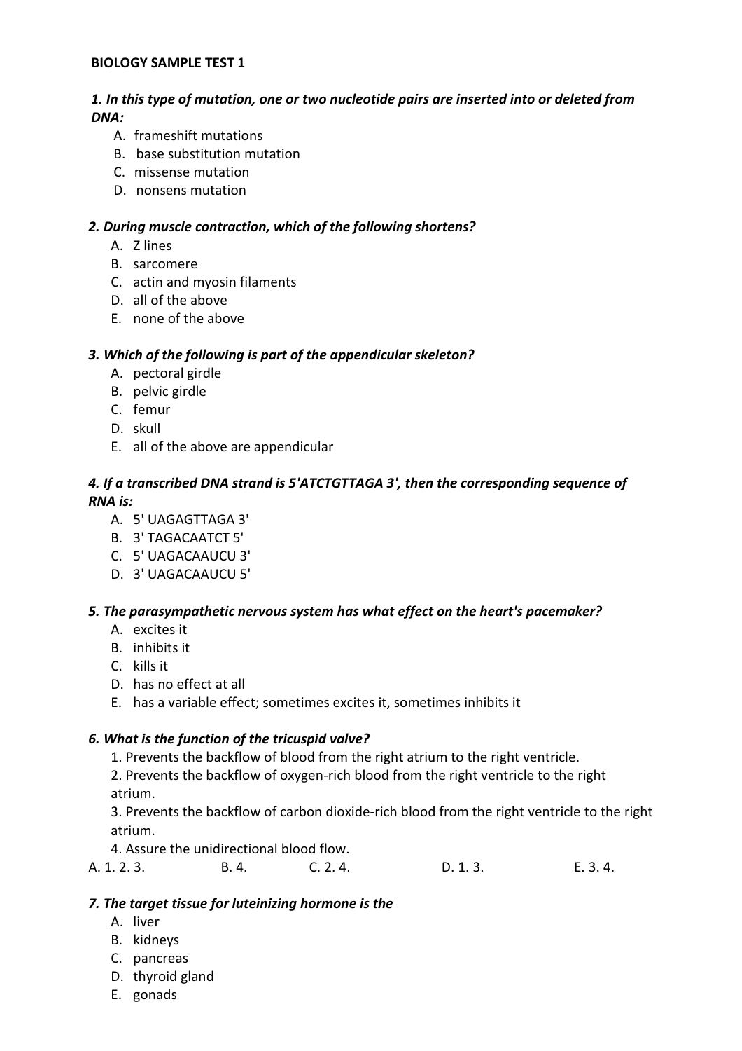**BIOLOGY SAMPLE TEST 1**

***1. In this type of mutation, one or two nucleotide pairs are inserted into or deleted from DNA:***

A. frameshift mutations
B. base substitution mutation
C. missense mutation
D. nonsens mutation

***2. During muscle contraction, which of the following shortens?***

A. Z lines
B. sarcomere
C. actin and myosin filaments
D. all of the above
E. none of the above

***3. Which of the following is part of the appendicular skeleton?***

A. pectoral girdle
B. pelvic girdle
C. femur
D. skull
E. all of the above are appendicular

***4. If a transcribed DNA strand is 5'ATCTGTTAGA 3', then the corresponding sequence of RNA is:***

A. 5' UAGAGTTAGA 3'
B. 3' TAGACAATCT 5'
C. 5' UAGACAAUCU 3'
D. 3' UAGACAAUCU 5'

***5. The parasympathetic nervous system has what effect on the heart's pacemaker?***

A. excites it
B. inhibits it
C. kills it
D. has no effect at all
E. has a variable effect; sometimes excites it, sometimes inhibits it

***6. What is the function of the tricuspid valve?***

1. Prevents the backflow of blood from the right atrium to the right ventricle.
2. Prevents the backflow of oxygen-rich blood from the right ventricle to the right atrium.
3. Prevents the backflow of carbon dioxide-rich blood from the right ventricle to the right atrium.
4. Assure the unidirectional blood flow.

A. 1. 2. 3. B. 4. C. 2. 4. D. 1. 3. E. 3. 4.

***7. The target tissue for luteinizing hormone is the***

A. liver
B. kidneys
C. pancreas
D. thyroid gland
E. gonads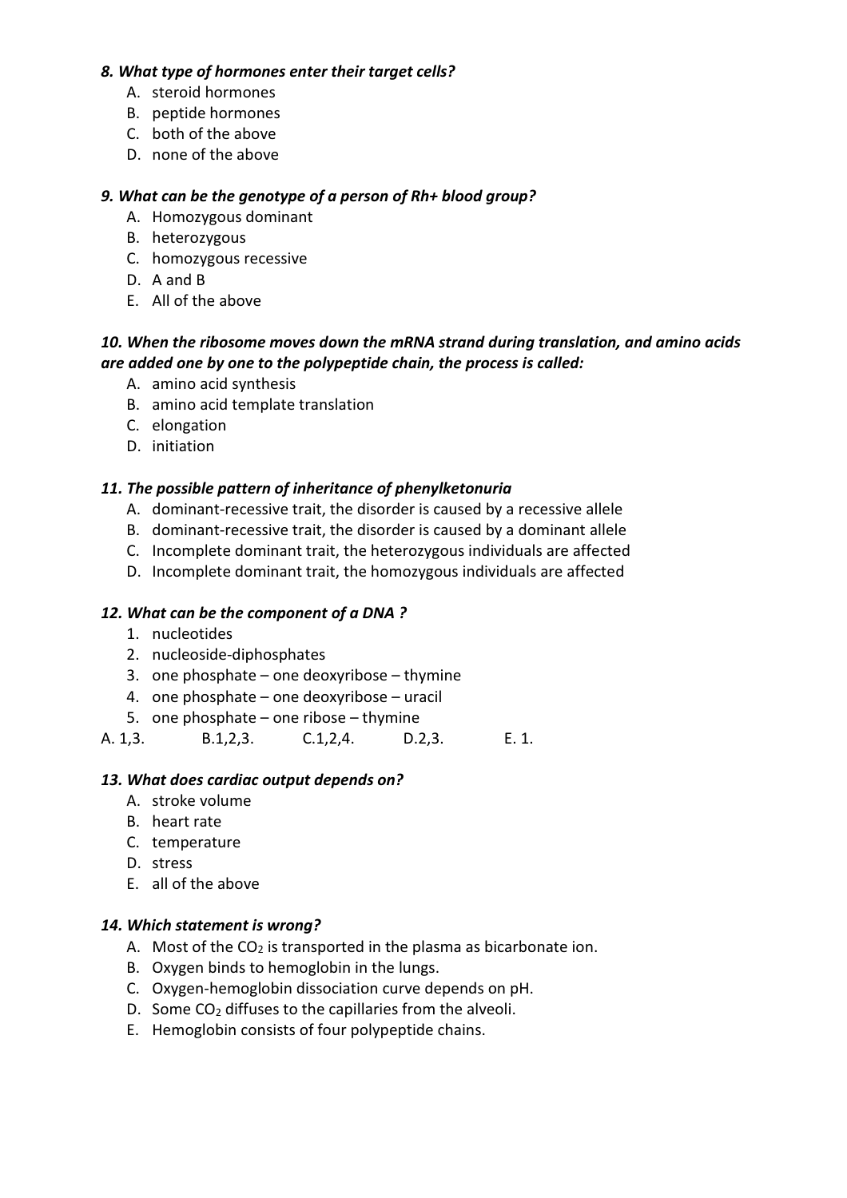***8. What type of hormones enter their target cells?***

A. steroid hormones
B. peptide hormones
C. both of the above
D. none of the above

***9. What can be the genotype of a person of Rh+ blood group?***

A. Homozygous dominant
B. heterozygous
C. homozygous recessive
D. A and B
E. All of the above

***10. When the ribosome moves down the mRNA strand during translation, and amino acids are added one by one to the polypeptide chain, the process is called:***

A. amino acid synthesis
B. amino acid template translation
C. elongation
D. initiation

***11. The possible pattern of inheritance of phenylketonuria***

A. dominant-recessive trait, the disorder is caused by a recessive allele
B. dominant-recessive trait, the disorder is caused by a dominant allele
C. Incomplete dominant trait, the heterozygous individuals are affected
D. Incomplete dominant trait, the homozygous individuals are affected

***12. What can be the component of a DNA ?***

1. nucleotides
2. nucleoside-diphosphates
3. one phosphate – one deoxyribose – thymine
4. one phosphate – one deoxyribose – uracil
5. one phosphate – one ribose – thymine

A. 1,3. B. 1,2,3. C. 1,2,4. D. 2,3. E. 1.

***13. What does cardiac output depends on?***

A. stroke volume
B. heart rate
C. temperature
D. stress
E. all of the above

***14. Which statement is wrong?***

A. Most of the $CO_2$ is transported in the plasma as bicarbonate ion.
B. Oxygen binds to hemoglobin in the lungs.
C. Oxygen-hemoglobin dissociation curve depends on pH.
D. Some $CO_2$ diffuses to the capillaries from the alveoli.
E. Hemoglobin consists of four polypeptide chains.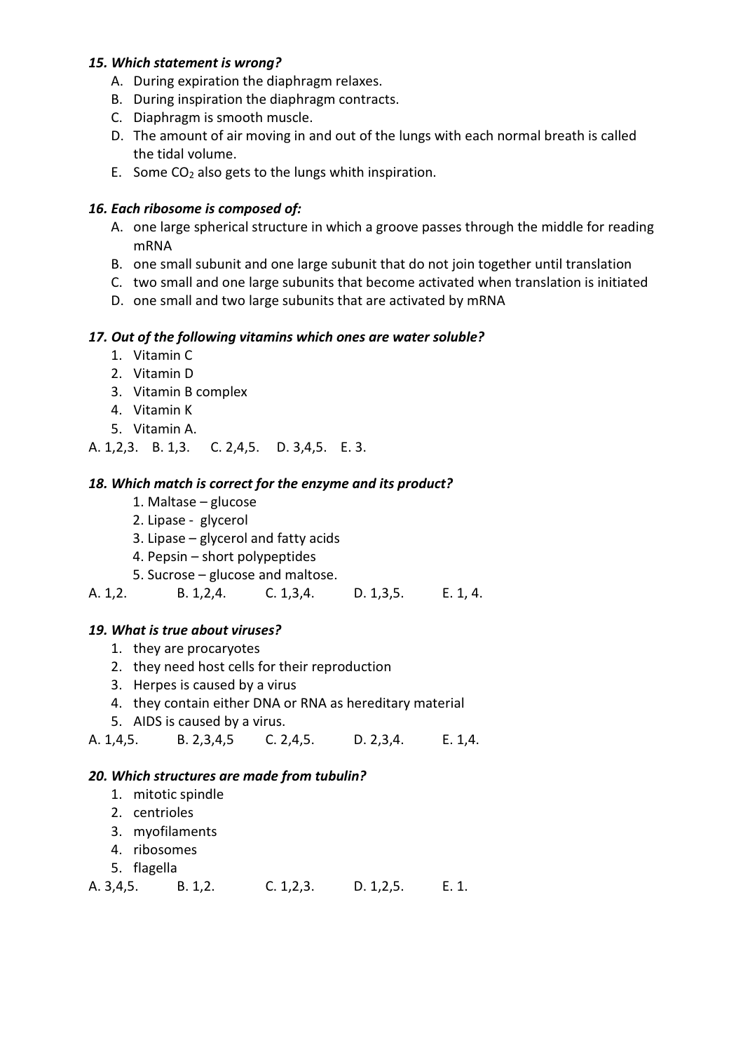***15. Which statement is wrong?***

A. During expiration the diaphragm relaxes.
B. During inspiration the diaphragm contracts.
C. Diaphragm is smooth muscle.
D. The amount of air moving in and out of the lungs with each normal breath is called the tidal volume.
E. Some $CO_2$ also gets to the lungs whith inspiration.

***16. Each ribosome is composed of:***

A. one large spherical structure in which a groove passes through the middle for reading mRNA
B. one small subunit and one large subunit that do not join together until translation
C. two small and one large subunits that become activated when translation is initiated
D. one small and two large subunits that are activated by mRNA

***17. Out of the following vitamins which ones are water soluble?***

1. Vitamin C
2. Vitamin D
3. Vitamin B complex
4. Vitamin K
5. Vitamin A.

A. 1,2,3. B. 1,3. C. 2,4,5. D. 3,4,5. E. 3.

***18. Which match is correct for the enzyme and its product?***

1. Maltase – glucose
2. Lipase - glycerol
3. Lipase – glycerol and fatty acids
4. Pepsin – short polypeptides
5. Sucrose – glucose and maltose.

A. 1,2. B. 1,2,4. C. 1,3,4. D. 1,3,5. E. 1, 4.

***19. What is true about viruses?***

1. they are procaryotes
2. they need host cells for their reproduction
3. Herpes is caused by a virus
4. they contain either DNA or RNA as hereditary material
5. AIDS is caused by a virus.

A. 1,4,5. B. 2,3,4,5 C. 2,4,5. D. 2,3,4. E. 1,4.

***20. Which structures are made from tubulin?***

1. mitotic spindle
2. centrioles
3. myofilaments
4. ribosomes
5. flagella

A. 3,4,5. B. 1,2. C. 1,2,3. D. 1,2,5. E. 1.